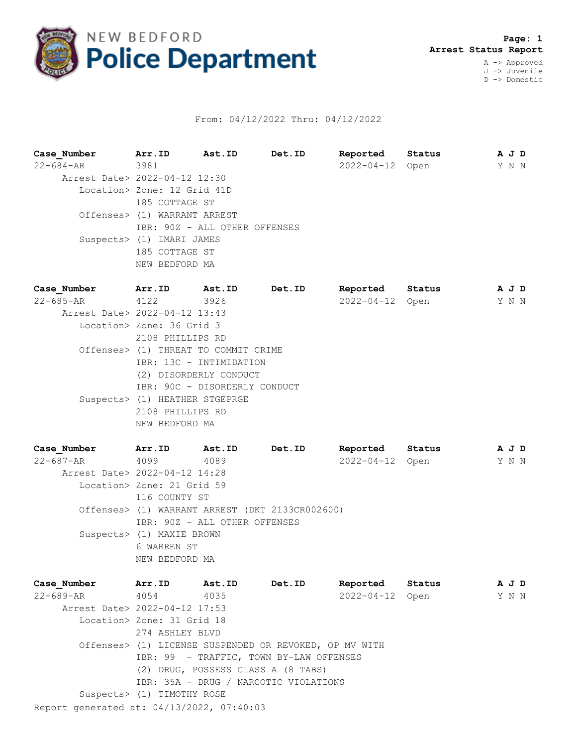# NEW BEDFORD Police Department

**Page: 1**
**Arrest Status Report**

A -> Approved
J -> Juvenile
D -> Domestic

From: 04/12/2022 Thru: 04/12/2022

| Case_Number | Arr.ID | Ast.ID | Det.ID | Reported | Status | A J D |
|---|---|---|---|---|---|---|
| 22-684-AR | 3981 | | | 2022-04-12 | Open | Y N N |

Arrest Date> 2022-04-12 12:30
Location> Zone: 12 Grid 41D
185 COTTAGE ST
Offenses> (1) WARRANT ARREST
IBR: 90Z - ALL OTHER OFFENSES
Suspects> (1) IMARI JAMES
185 COTTAGE ST
NEW BEDFORD MA

| Case_Number | Arr.ID | Ast.ID | Det.ID | Reported | Status | A J D |
|---|---|---|---|---|---|---|
| 22-685-AR | 4122 | 3926 | | 2022-04-12 | Open | Y N N |

Arrest Date> 2022-04-12 13:43
Location> Zone: 36 Grid 3
2108 PHILLIPS RD
Offenses> (1) THREAT TO COMMIT CRIME
IBR: 13C - INTIMIDATION
(2) DISORDERLY CONDUCT
IBR: 90C - DISORDERLY CONDUCT
Suspects> (1) HEATHER STGEPRGE
2108 PHILLIPS RD
NEW BEDFORD MA

| Case_Number | Arr.ID | Ast.ID | Det.ID | Reported | Status | A J D |
|---|---|---|---|---|---|---|
| 22-687-AR | 4099 | 4089 | | 2022-04-12 | Open | Y N N |

Arrest Date> 2022-04-12 14:28
Location> Zone: 21 Grid 59
116 COUNTY ST
Offenses> (1) WARRANT ARREST (DKT 2133CR002600)
IBR: 90Z - ALL OTHER OFFENSES
Suspects> (1) MAXIE BROWN
6 WARREN ST
NEW BEDFORD MA

| Case_Number | Arr.ID | Ast.ID | Det.ID | Reported | Status | A J D |
|---|---|---|---|---|---|---|
| 22-689-AR | 4054 | 4035 | | 2022-04-12 | Open | Y N N |

Arrest Date> 2022-04-12 17:53
Location> Zone: 31 Grid 18
274 ASHLEY BLVD
Offenses> (1) LICENSE SUSPENDED OR REVOKED, OP MV WITH
IBR: 99 - TRAFFIC, TOWN BY-LAW OFFENSES
(2) DRUG, POSSESS CLASS A (8 TABS)
IBR: 35A - DRUG / NARCOTIC VIOLATIONS
Suspects> (1) TIMOTHY ROSE

Report generated at: 04/13/2022, 07:40:03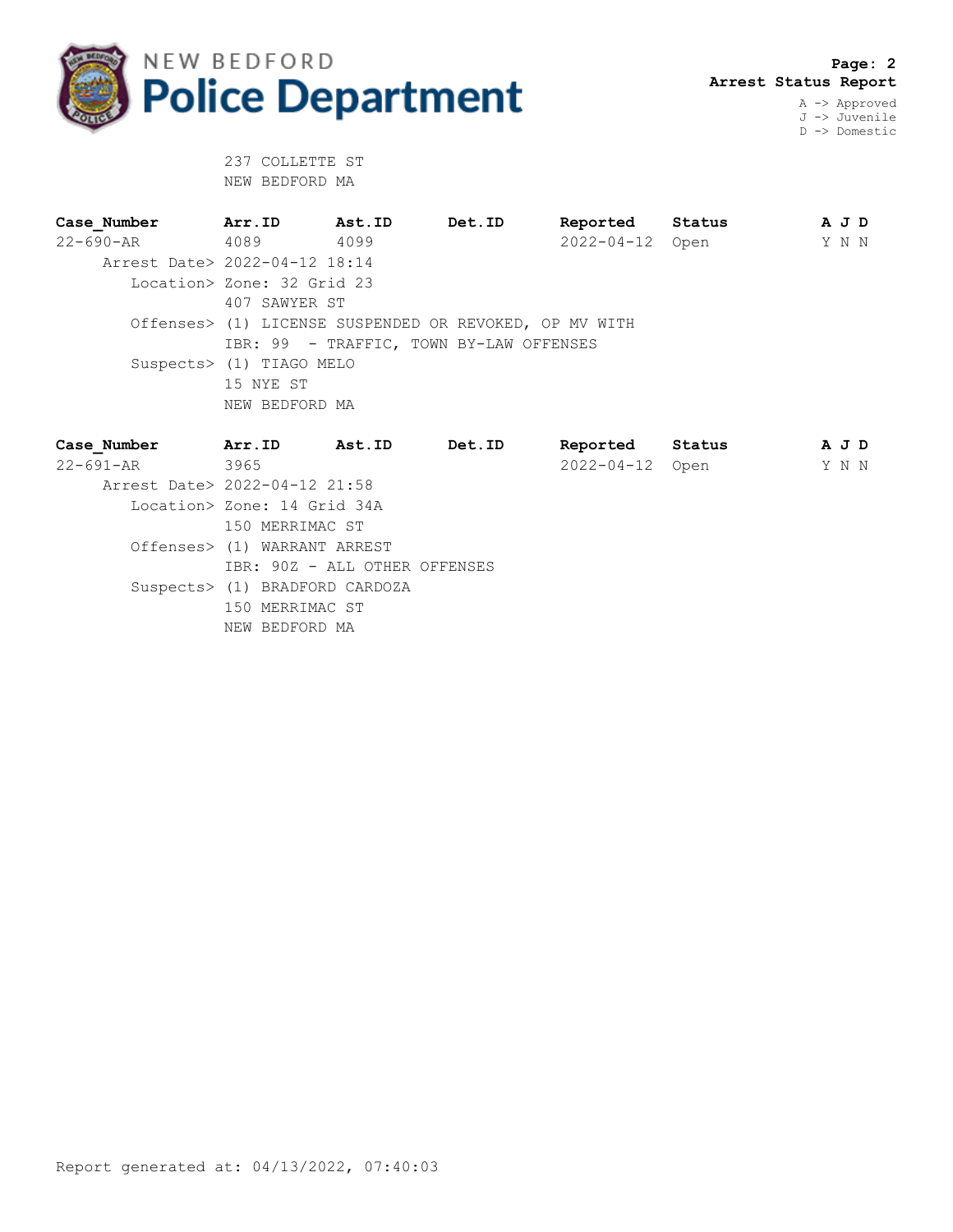**Arrest Status Report**

A -> Approved
J -> Juvenile
D -> Domestic

237 COLLETTE ST
NEW BEDFORD MA

| Case_Number | Arr.ID | Ast.ID | Det.ID | Reported | Status | A | J | D |
|---|---|---|---|---|---|---|---|---|
| 22-690-AR | 4089 | 4099 | | 2022-04-12 | Open | Y | N | N |

Arrest Date> 2022-04-12 18:14
Location> Zone: 32 Grid 23
407 SAWYER ST
Offenses> (1) LICENSE SUSPENDED OR REVOKED, OP MV WITH
IBR: 99 - TRAFFIC, TOWN BY-LAW OFFENSES
Suspects> (1) TIAGO MELO
15 NYE ST
NEW BEDFORD MA

| Case_Number | Arr.ID | Ast.ID | Det.ID | Reported | Status | A | J | D |
|---|---|---|---|---|---|---|---|---|
| 22-691-AR | 3965 | | | 2022-04-12 | Open | Y | N | N |

Arrest Date> 2022-04-12 21:58
Location> Zone: 14 Grid 34A
150 MERRIMAC ST
Offenses> (1) WARRANT ARREST
IBR: 90Z - ALL OTHER OFFENSES
Suspects> (1) BRADFORD CARDOZA
150 MERRIMAC ST
NEW BEDFORD MA

Report generated at: 04/13/2022, 07:40:03